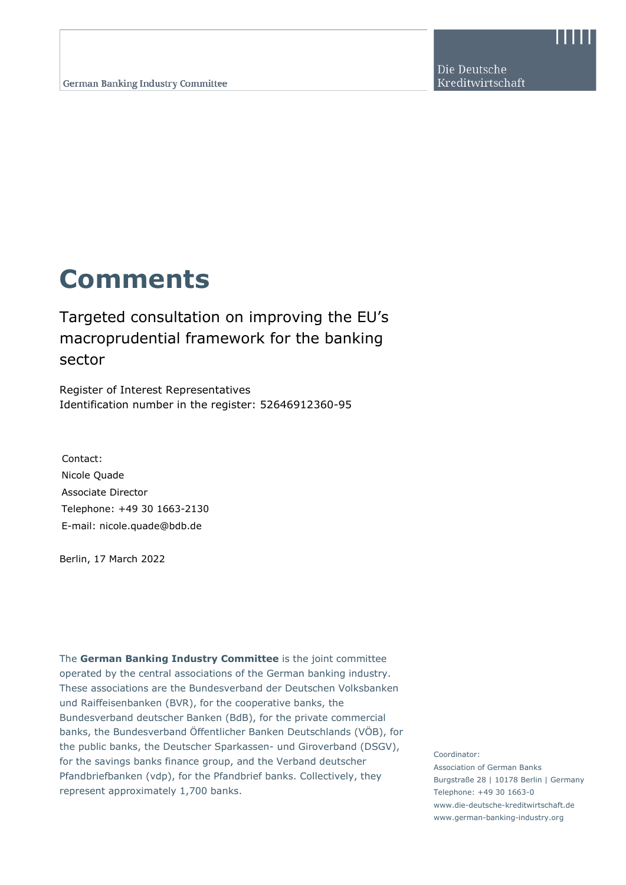German Banking Industry Committee

Die Deutsche Kreditwirtschaft

# Comments

## Targeted consultation on improving the EU's macroprudential framework for the banking sector

Register of Interest Representatives
Identification number in the register: 52646912360-95

Contact:
Nicole Quade
Associate Director
Telephone: +49 30 1663-2130
E-mail: nicole.quade@bdb.de

Berlin, 17 March 2022

The **German Banking Industry Committee** is the joint committee operated by the central associations of the German banking industry. These associations are the Bundesverband der Deutschen Volksbanken und Raiffeisenbanken (BVR), for the cooperative banks, the Bundesverband deutscher Banken (BdB), for the private commercial banks, the Bundesverband Öffentlicher Banken Deutschlands (VÖB), for the public banks, the Deutscher Sparkassen- und Giroverband (DSGV), for the savings banks finance group, and the Verband deutscher Pfandbriefbanken (vdp), for the Pfandbrief banks. Collectively, they represent approximately 1,700 banks.

Coordinator:
Association of German Banks
Burgstraße 28 | 10178 Berlin | Germany
Telephone: +49 30 1663-0
www.die-deutsche-kreditwirtschaft.de
www.german-banking-industry.org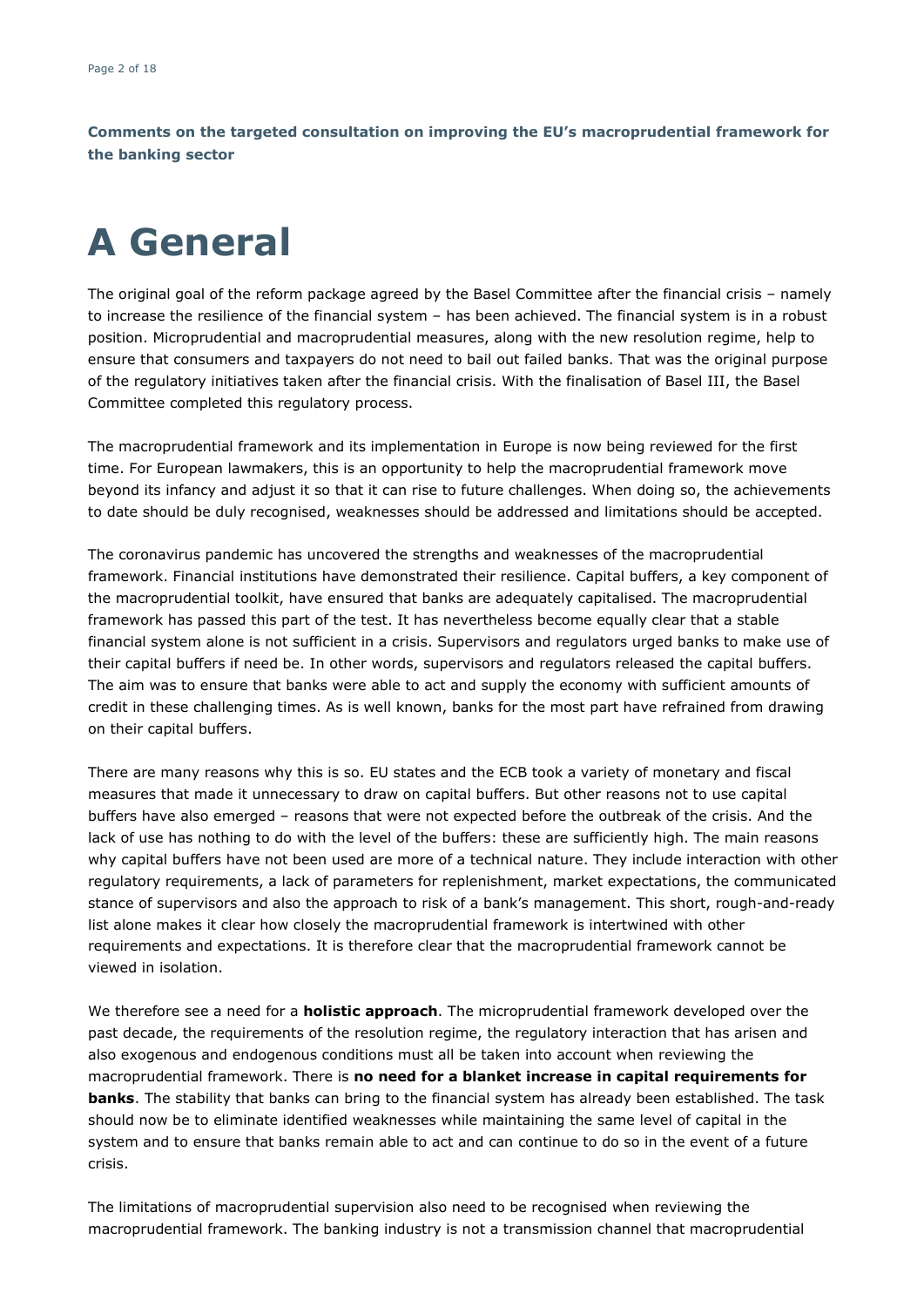**Comments on the targeted consultation on improving the EU's macroprudential framework for the banking sector**

# A General

The original goal of the reform package agreed by the Basel Committee after the financial crisis – namely to increase the resilience of the financial system – has been achieved. The financial system is in a robust position. Microprudential and macroprudential measures, along with the new resolution regime, help to ensure that consumers and taxpayers do not need to bail out failed banks. That was the original purpose of the regulatory initiatives taken after the financial crisis. With the finalisation of Basel III, the Basel Committee completed this regulatory process.

The macroprudential framework and its implementation in Europe is now being reviewed for the first time. For European lawmakers, this is an opportunity to help the macroprudential framework move beyond its infancy and adjust it so that it can rise to future challenges. When doing so, the achievements to date should be duly recognised, weaknesses should be addressed and limitations should be accepted.

The coronavirus pandemic has uncovered the strengths and weaknesses of the macroprudential framework. Financial institutions have demonstrated their resilience. Capital buffers, a key component of the macroprudential toolkit, have ensured that banks are adequately capitalised. The macroprudential framework has passed this part of the test. It has nevertheless become equally clear that a stable financial system alone is not sufficient in a crisis. Supervisors and regulators urged banks to make use of their capital buffers if need be. In other words, supervisors and regulators released the capital buffers. The aim was to ensure that banks were able to act and supply the economy with sufficient amounts of credit in these challenging times. As is well known, banks for the most part have refrained from drawing on their capital buffers.

There are many reasons why this is so. EU states and the ECB took a variety of monetary and fiscal measures that made it unnecessary to draw on capital buffers. But other reasons not to use capital buffers have also emerged – reasons that were not expected before the outbreak of the crisis. And the lack of use has nothing to do with the level of the buffers: these are sufficiently high. The main reasons why capital buffers have not been used are more of a technical nature. They include interaction with other regulatory requirements, a lack of parameters for replenishment, market expectations, the communicated stance of supervisors and also the approach to risk of a bank's management. This short, rough-and-ready list alone makes it clear how closely the macroprudential framework is intertwined with other requirements and expectations. It is therefore clear that the macroprudential framework cannot be viewed in isolation.

We therefore see a need for a **holistic approach**. The microprudential framework developed over the past decade, the requirements of the resolution regime, the regulatory interaction that has arisen and also exogenous and endogenous conditions must all be taken into account when reviewing the macroprudential framework. There is **no need for a blanket increase in capital requirements for banks**. The stability that banks can bring to the financial system has already been established. The task should now be to eliminate identified weaknesses while maintaining the same level of capital in the system and to ensure that banks remain able to act and can continue to do so in the event of a future crisis.

The limitations of macroprudential supervision also need to be recognised when reviewing the macroprudential framework. The banking industry is not a transmission channel that macroprudential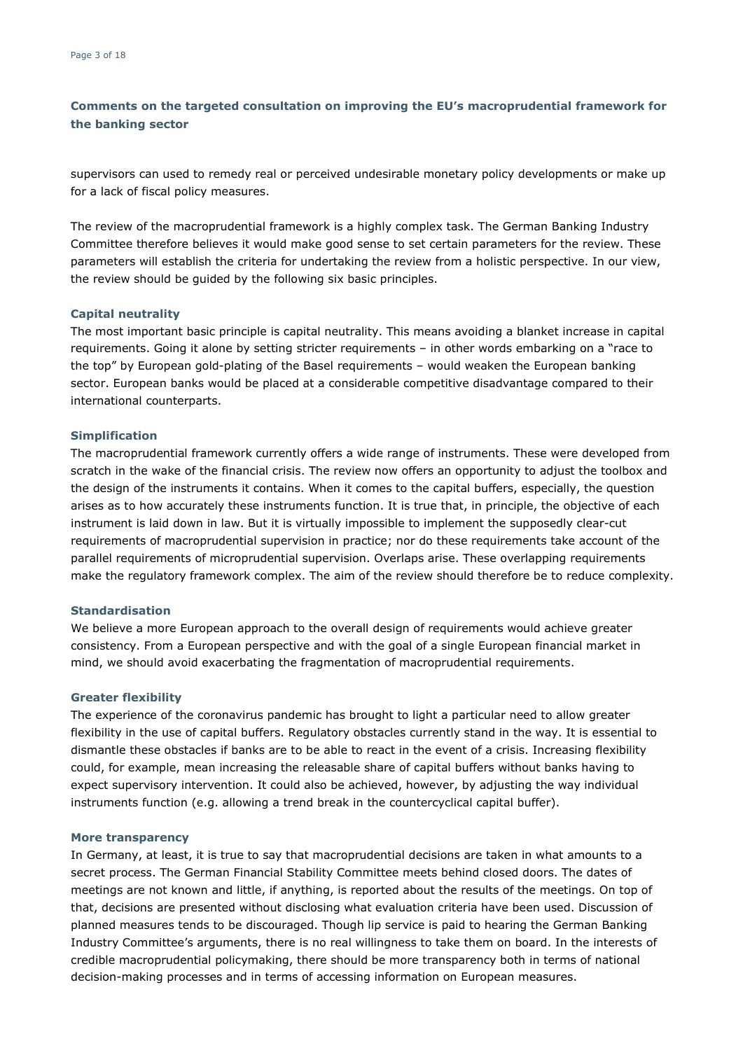**Comments on the targeted consultation on improving the EU's macroprudential framework for the banking sector**

supervisors can used to remedy real or perceived undesirable monetary policy developments or make up for a lack of fiscal policy measures.

The review of the macroprudential framework is a highly complex task. The German Banking Industry Committee therefore believes it would make good sense to set certain parameters for the review. These parameters will establish the criteria for undertaking the review from a holistic perspective. In our view, the review should be guided by the following six basic principles.

### Capital neutrality

The most important basic principle is capital neutrality. This means avoiding a blanket increase in capital requirements. Going it alone by setting stricter requirements – in other words embarking on a "race to the top" by European gold-plating of the Basel requirements – would weaken the European banking sector. European banks would be placed at a considerable competitive disadvantage compared to their international counterparts.

### Simplification

The macroprudential framework currently offers a wide range of instruments. These were developed from scratch in the wake of the financial crisis. The review now offers an opportunity to adjust the toolbox and the design of the instruments it contains. When it comes to the capital buffers, especially, the question arises as to how accurately these instruments function. It is true that, in principle, the objective of each instrument is laid down in law. But it is virtually impossible to implement the supposedly clear-cut requirements of macroprudential supervision in practice; nor do these requirements take account of the parallel requirements of microprudential supervision. Overlaps arise. These overlapping requirements make the regulatory framework complex. The aim of the review should therefore be to reduce complexity.

### Standardisation

We believe a more European approach to the overall design of requirements would achieve greater consistency. From a European perspective and with the goal of a single European financial market in mind, we should avoid exacerbating the fragmentation of macroprudential requirements.

### Greater flexibility

The experience of the coronavirus pandemic has brought to light a particular need to allow greater flexibility in the use of capital buffers. Regulatory obstacles currently stand in the way. It is essential to dismantle these obstacles if banks are to be able to react in the event of a crisis. Increasing flexibility could, for example, mean increasing the releasable share of capital buffers without banks having to expect supervisory intervention. It could also be achieved, however, by adjusting the way individual instruments function (e.g. allowing a trend break in the countercyclical capital buffer).

### More transparency

In Germany, at least, it is true to say that macroprudential decisions are taken in what amounts to a secret process. The German Financial Stability Committee meets behind closed doors. The dates of meetings are not known and little, if anything, is reported about the results of the meetings. On top of that, decisions are presented without disclosing what evaluation criteria have been used. Discussion of planned measures tends to be discouraged. Though lip service is paid to hearing the German Banking Industry Committee's arguments, there is no real willingness to take them on board. In the interests of credible macroprudential policymaking, there should be more transparency both in terms of national decision-making processes and in terms of accessing information on European measures.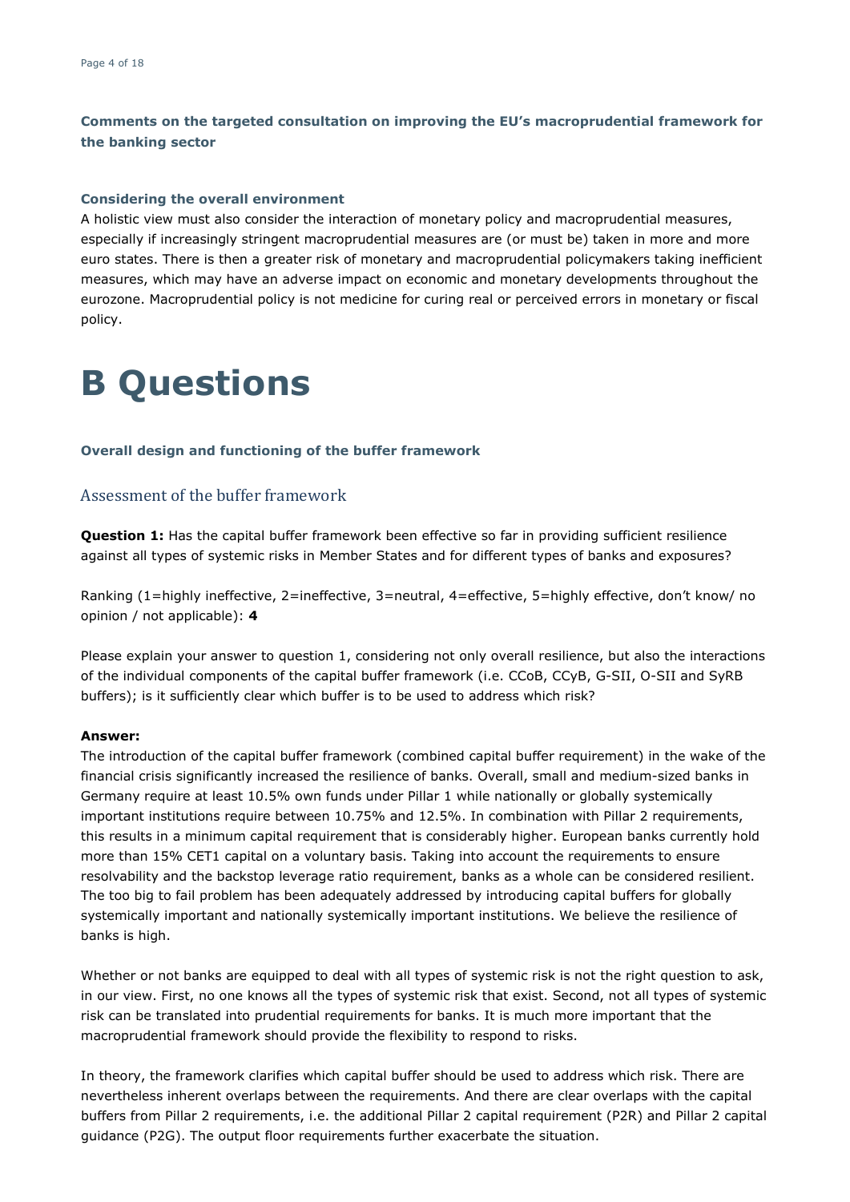**Comments on the targeted consultation on improving the EU's macroprudential framework for the banking sector**

**Considering the overall environment**

A holistic view must also consider the interaction of monetary policy and macroprudential measures, especially if increasingly stringent macroprudential measures are (or must be) taken in more and more euro states. There is then a greater risk of monetary and macroprudential policymakers taking inefficient measures, which may have an adverse impact on economic and monetary developments throughout the eurozone. Macroprudential policy is not medicine for curing real or perceived errors in monetary or fiscal policy.

# B Questions

**Overall design and functioning of the buffer framework**

## Assessment of the buffer framework

**Question 1:** Has the capital buffer framework been effective so far in providing sufficient resilience against all types of systemic risks in Member States and for different types of banks and exposures?

Ranking (1=highly ineffective, 2=ineffective, 3=neutral, 4=effective, 5=highly effective, don't know/ no opinion / not applicable): **4**

Please explain your answer to question 1, considering not only overall resilience, but also the interactions of the individual components of the capital buffer framework (i.e. CCoB, CCyB, G-SII, O-SII and SyRB buffers); is it sufficiently clear which buffer is to be used to address which risk?

**Answer:**

The introduction of the capital buffer framework (combined capital buffer requirement) in the wake of the financial crisis significantly increased the resilience of banks. Overall, small and medium-sized banks in Germany require at least 10.5% own funds under Pillar 1 while nationally or globally systemically important institutions require between 10.75% and 12.5%. In combination with Pillar 2 requirements, this results in a minimum capital requirement that is considerably higher. European banks currently hold more than 15% CET1 capital on a voluntary basis. Taking into account the requirements to ensure resolvability and the backstop leverage ratio requirement, banks as a whole can be considered resilient. The too big to fail problem has been adequately addressed by introducing capital buffers for globally systemically important and nationally systemically important institutions. We believe the resilience of banks is high.

Whether or not banks are equipped to deal with all types of systemic risk is not the right question to ask, in our view. First, no one knows all the types of systemic risk that exist. Second, not all types of systemic risk can be translated into prudential requirements for banks. It is much more important that the macroprudential framework should provide the flexibility to respond to risks.

In theory, the framework clarifies which capital buffer should be used to address which risk. There are nevertheless inherent overlaps between the requirements. And there are clear overlaps with the capital buffers from Pillar 2 requirements, i.e. the additional Pillar 2 capital requirement (P2R) and Pillar 2 capital guidance (P2G). The output floor requirements further exacerbate the situation.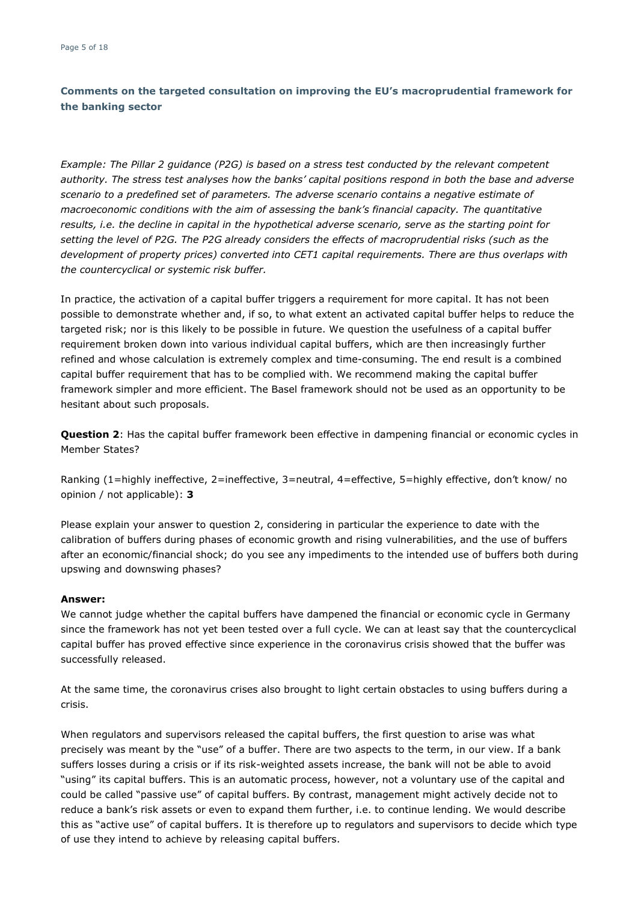## Comments on the targeted consultation on improving the EU's macroprudential framework for the banking sector

*Example: The Pillar 2 guidance (P2G) is based on a stress test conducted by the relevant competent authority. The stress test analyses how the banks' capital positions respond in both the base and adverse scenario to a predefined set of parameters. The adverse scenario contains a negative estimate of macroeconomic conditions with the aim of assessing the bank's financial capacity. The quantitative results, i.e. the decline in capital in the hypothetical adverse scenario, serve as the starting point for setting the level of P2G. The P2G already considers the effects of macroprudential risks (such as the development of property prices) converted into CET1 capital requirements. There are thus overlaps with the countercyclical or systemic risk buffer.*

In practice, the activation of a capital buffer triggers a requirement for more capital. It has not been possible to demonstrate whether and, if so, to what extent an activated capital buffer helps to reduce the targeted risk; nor is this likely to be possible in future. We question the usefulness of a capital buffer requirement broken down into various individual capital buffers, which are then increasingly further refined and whose calculation is extremely complex and time-consuming. The end result is a combined capital buffer requirement that has to be complied with. We recommend making the capital buffer framework simpler and more efficient. The Basel framework should not be used as an opportunity to be hesitant about such proposals.

**Question 2**: Has the capital buffer framework been effective in dampening financial or economic cycles in Member States?

Ranking (1=highly ineffective, 2=ineffective, 3=neutral, 4=effective, 5=highly effective, don't know/ no opinion / not applicable): **3**

Please explain your answer to question 2, considering in particular the experience to date with the calibration of buffers during phases of economic growth and rising vulnerabilities, and the use of buffers after an economic/financial shock; do you see any impediments to the intended use of buffers both during upswing and downswing phases?

**Answer:**
We cannot judge whether the capital buffers have dampened the financial or economic cycle in Germany since the framework has not yet been tested over a full cycle. We can at least say that the countercyclical capital buffer has proved effective since experience in the coronavirus crisis showed that the buffer was successfully released.

At the same time, the coronavirus crises also brought to light certain obstacles to using buffers during a crisis.

When regulators and supervisors released the capital buffers, the first question to arise was what precisely was meant by the "use" of a buffer. There are two aspects to the term, in our view. If a bank suffers losses during a crisis or if its risk-weighted assets increase, the bank will not be able to avoid "using" its capital buffers. This is an automatic process, however, not a voluntary use of the capital and could be called "passive use" of capital buffers. By contrast, management might actively decide not to reduce a bank's risk assets or even to expand them further, i.e. to continue lending. We would describe this as "active use" of capital buffers. It is therefore up to regulators and supervisors to decide which type of use they intend to achieve by releasing capital buffers.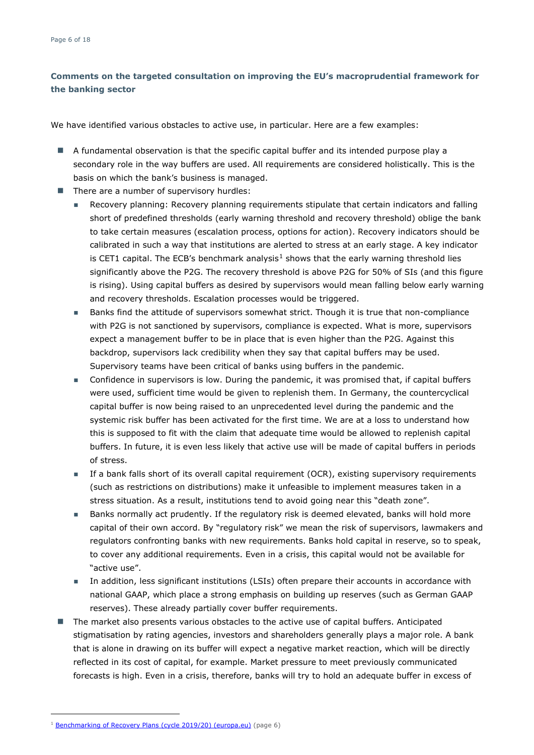**Comments on the targeted consultation on improving the EU's macroprudential framework for the banking sector**

We have identified various obstacles to active use, in particular. Here are a few examples:

- A fundamental observation is that the specific capital buffer and its intended purpose play a secondary role in the way buffers are used. All requirements are considered holistically. This is the basis on which the bank's business is managed.
- There are a number of supervisory hurdles:
  - Recovery planning: Recovery planning requirements stipulate that certain indicators and falling short of predefined thresholds (early warning threshold and recovery threshold) oblige the bank to take certain measures (escalation process, options for action). Recovery indicators should be calibrated in such a way that institutions are alerted to stress at an early stage. A key indicator is CET1 capital. The ECB's benchmark analysis[1] shows that the early warning threshold lies significantly above the P2G. The recovery threshold is above P2G for 50% of SIs (and this figure is rising). Using capital buffers as desired by supervisors would mean falling below early warning and recovery thresholds. Escalation processes would be triggered.
  - Banks find the attitude of supervisors somewhat strict. Though it is true that non-compliance with P2G is not sanctioned by supervisors, compliance is expected. What is more, supervisors expect a management buffer to be in place that is even higher than the P2G. Against this backdrop, supervisors lack credibility when they say that capital buffers may be used. Supervisory teams have been critical of banks using buffers in the pandemic.
  - Confidence in supervisors is low. During the pandemic, it was promised that, if capital buffers were used, sufficient time would be given to replenish them. In Germany, the countercyclical capital buffer is now being raised to an unprecedented level during the pandemic and the systemic risk buffer has been activated for the first time. We are at a loss to understand how this is supposed to fit with the claim that adequate time would be allowed to replenish capital buffers. In future, it is even less likely that active use will be made of capital buffers in periods of stress.
  - If a bank falls short of its overall capital requirement (OCR), existing supervisory requirements (such as restrictions on distributions) make it unfeasible to implement measures taken in a stress situation. As a result, institutions tend to avoid going near this "death zone".
  - Banks normally act prudently. If the regulatory risk is deemed elevated, banks will hold more capital of their own accord. By "regulatory risk" we mean the risk of supervisors, lawmakers and regulators confronting banks with new requirements. Banks hold capital in reserve, so to speak, to cover any additional requirements. Even in a crisis, this capital would not be available for "active use".
  - In addition, less significant institutions (LSIs) often prepare their accounts in accordance with national GAAP, which place a strong emphasis on building up reserves (such as German GAAP reserves). These already partially cover buffer requirements.
- The market also presents various obstacles to the active use of capital buffers. Anticipated stigmatisation by rating agencies, investors and shareholders generally plays a major role. A bank that is alone in drawing on its buffer will expect a negative market reaction, which will be directly reflected in its cost of capital, for example. Market pressure to meet previously communicated forecasts is high. Even in a crisis, therefore, banks will try to hold an adequate buffer in excess of

---

[1] [Benchmarking of Recovery Plans (cycle 2019/20) (europa.eu)](https://www.bankingsupervision.europa.eu) (page 6)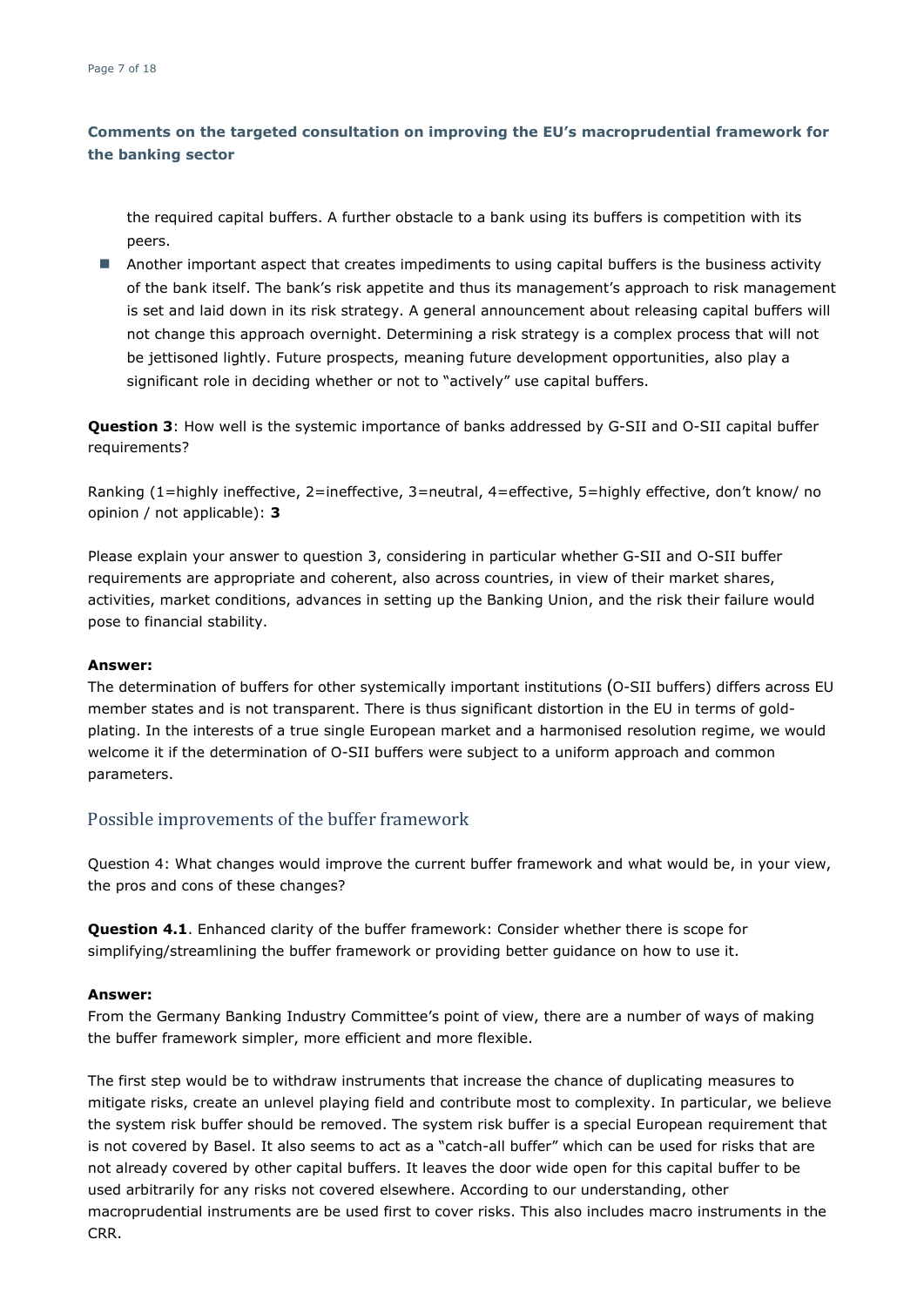**Comments on the targeted consultation on improving the EU's macroprudential framework for the banking sector**

the required capital buffers. A further obstacle to a bank using its buffers is competition with its peers.

- Another important aspect that creates impediments to using capital buffers is the business activity of the bank itself. The bank's risk appetite and thus its management's approach to risk management is set and laid down in its risk strategy. A general announcement about releasing capital buffers will not change this approach overnight. Determining a risk strategy is a complex process that will not be jettisoned lightly. Future prospects, meaning future development opportunities, also play a significant role in deciding whether or not to "actively" use capital buffers.

**Question 3**: How well is the systemic importance of banks addressed by G-SII and O-SII capital buffer requirements?

Ranking (1=highly ineffective, 2=ineffective, 3=neutral, 4=effective, 5=highly effective, don't know/ no opinion / not applicable): **3**

Please explain your answer to question 3, considering in particular whether G-SII and O-SII buffer requirements are appropriate and coherent, also across countries, in view of their market shares, activities, market conditions, advances in setting up the Banking Union, and the risk their failure would pose to financial stability.

**Answer:**
The determination of buffers for other systemically important institutions (O-SII buffers) differs across EU member states and is not transparent. There is thus significant distortion in the EU in terms of gold-plating. In the interests of a true single European market and a harmonised resolution regime, we would welcome it if the determination of O-SII buffers were subject to a uniform approach and common parameters.

## Possible improvements of the buffer framework

Question 4: What changes would improve the current buffer framework and what would be, in your view, the pros and cons of these changes?

**Question 4.1**. Enhanced clarity of the buffer framework: Consider whether there is scope for simplifying/streamlining the buffer framework or providing better guidance on how to use it.

**Answer:**
From the Germany Banking Industry Committee's point of view, there are a number of ways of making the buffer framework simpler, more efficient and more flexible.

The first step would be to withdraw instruments that increase the chance of duplicating measures to mitigate risks, create an unlevel playing field and contribute most to complexity. In particular, we believe the system risk buffer should be removed. The system risk buffer is a special European requirement that is not covered by Basel. It also seems to act as a "catch-all buffer" which can be used for risks that are not already covered by other capital buffers. It leaves the door wide open for this capital buffer to be used arbitrarily for any risks not covered elsewhere. According to our understanding, other macroprudential instruments are be used first to cover risks. This also includes macro instruments in the CRR.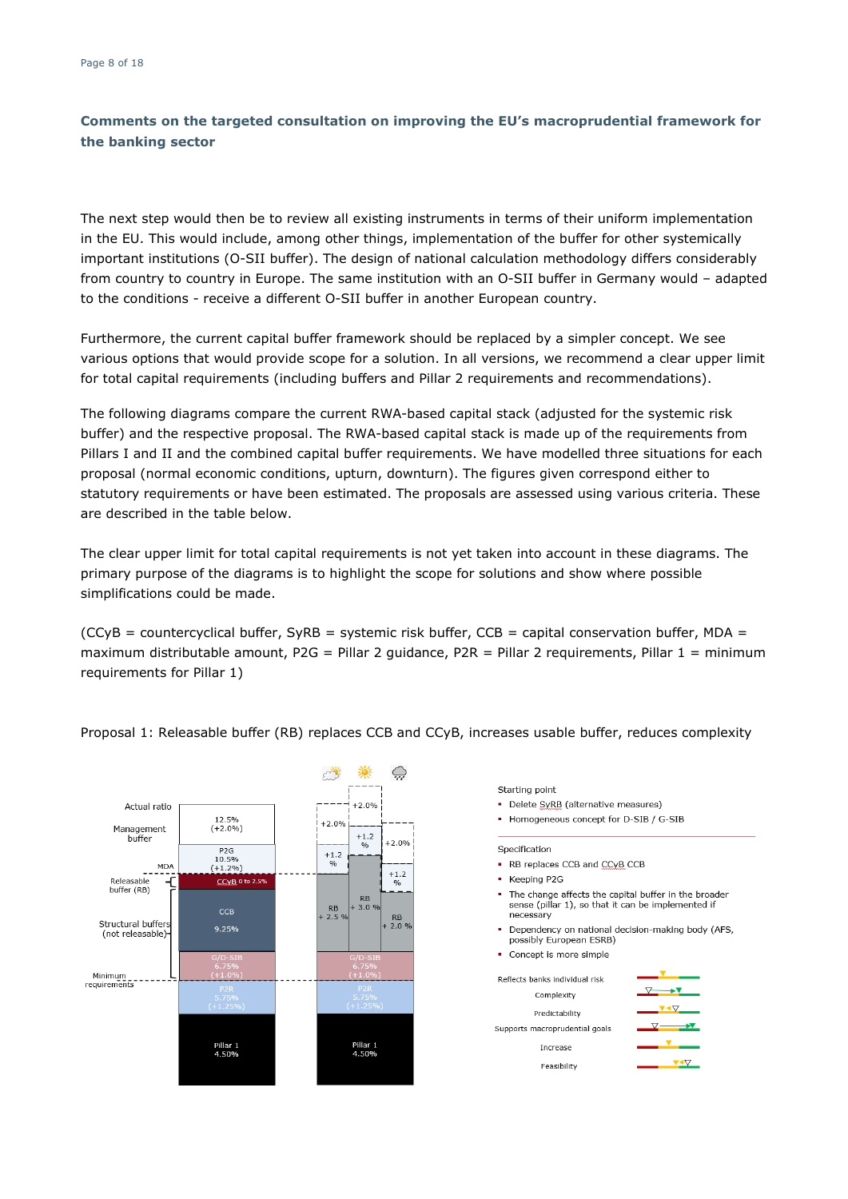**Comments on the targeted consultation on improving the EU's macroprudential framework for the banking sector**

The next step would then be to review all existing instruments in terms of their uniform implementation in the EU. This would include, among other things, implementation of the buffer for other systemically important institutions (O-SII buffer). The design of national calculation methodology differs considerably from country to country in Europe. The same institution with an O-SII buffer in Germany would – adapted to the conditions - receive a different O-SII buffer in another European country.

Furthermore, the current capital buffer framework should be replaced by a simpler concept. We see various options that would provide scope for a solution. In all versions, we recommend a clear upper limit for total capital requirements (including buffers and Pillar 2 requirements and recommendations).

The following diagrams compare the current RWA-based capital stack (adjusted for the systemic risk buffer) and the respective proposal. The RWA-based capital stack is made up of the requirements from Pillars I and II and the combined capital buffer requirements. We have modelled three situations for each proposal (normal economic conditions, upturn, downturn). The figures given correspond either to statutory requirements or have been estimated. The proposals are assessed using various criteria. These are described in the table below.

The clear upper limit for total capital requirements is not yet taken into account in these diagrams. The primary purpose of the diagrams is to highlight the scope for solutions and show where possible simplifications could be made.

(CCyB = countercyclical buffer, SyRB = systemic risk buffer, CCB = capital conservation buffer, MDA = maximum distributable amount, P2G = Pillar 2 guidance, P2R = Pillar 2 requirements, Pillar 1 = minimum requirements for Pillar 1)

Proposal 1: Releasable buffer (RB) replaces CCB and CCyB, increases usable buffer, reduces complexity

Actual ratio | Management buffer: 12.5% (+2.0%)
P2G: 10.5% (+1.2%)
MDA
Releasable buffer (RB): CCyB 0 to 2.5%
Structural buffers (not releasable): CCB 9.25%; G/D-SIB 6.75% (+1.0%)
Minimum requirements: P2R 5.75% (+1.25%); Pillar 1 4.50%

Proposal (normal / upturn / downturn): +2.0% / +2.0% / +2.0%; +1.2% / +1.2% / +1.2%; RB + 2.5% / RB + 3.0% / RB + 2.0%; G/D-SIB 6.75% (+1.0%); P2R 5.75% (+1.25%); Pillar 1 4.50%

Starting point
- Delete SyRB (alternative measures)
- Homogeneous concept for D-SIB / G-SIB

Specification
- RB replaces CCB and CCyB CCB
- Keeping P2G
- The change affects the capital buffer in the broader sense (pillar 1), so that it can be implemented if necessary
- Dependency on national decision-making body (AFS, possibly European ESRB)
- Concept is more simple

Reflects banks individual risk
Complexity
Predictability
Supports macroprudential goals
Increase
Feasibility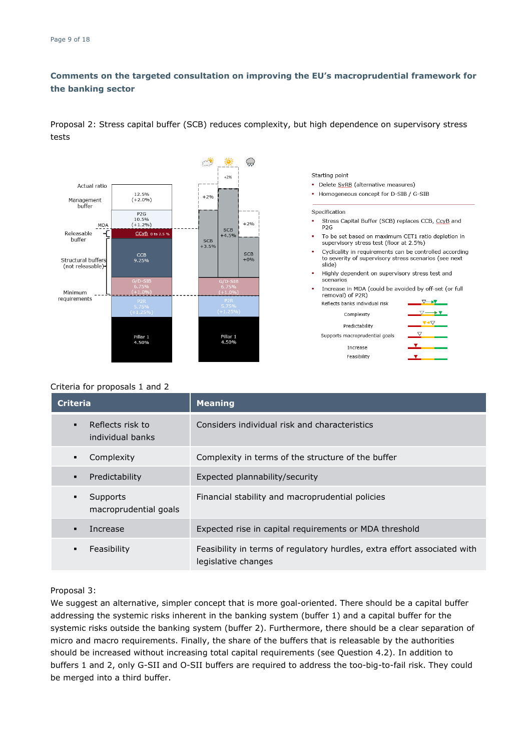## Comments on the targeted consultation on improving the EU's macroprudential framework for the banking sector

Proposal 2: Stress capital buffer (SCB) reduces complexity, but high dependence on supervisory stress tests

Actual ratio

Management buffer

MDA

Releasable buffer

Structural buffers (not releasable)

Minimum requirements

| | |
|---|---|
| 12.5% (+2.0%) | |
| P2G 10.5% (+1.2%) | |
| CCyB 0 to 2.5 % | |
| CCB 9.25% | SCB +3.5% / SCB +4.5% / SCB +0% (+2% / +2% / +2%) |
| G/D-SIB 6.75% (+1.0%) | G/D-SIB 6.75% (+1.0%) |
| P2R 5.75% (+1.25%) | P2R 5.75% (+1.25%) |
| Pillar 1 4.50% | Pillar 1 4.50% |

Starting point

- Delete SyRB (alternative measures)
- Homogeneous concept for D-SIB / G-SIB

Specification

- Stress Capital Buffer (SCB) replaces CCB, CcyB and P2G
- To be set based on maximum CET1 ratio depletion in supervisory stress test (floor at 2.5%)
- Cyclicality in requirements can be controlled according to severity of supervisory stress scenarios (see next slide)
- Highly dependent on supervisory stress test and scenarios
- Increase in MDA (could be avoided by off-set (or full removal) of P2R)

Reflects banks individual risk

Complexity

Predictability

Supports macroprudential goals

Increase

Feasibility

Criteria for proposals 1 and 2

| Criteria | Meaning |
|---|---|
| ▪ Reflects risk to individual banks | Considers individual risk and characteristics |
| ▪ Complexity | Complexity in terms of the structure of the buffer |
| ▪ Predictability | Expected plannability/security |
| ▪ Supports macroprudential goals | Financial stability and macroprudential policies |
| ▪ Increase | Expected rise in capital requirements or MDA threshold |
| ▪ Feasibility | Feasibility in terms of regulatory hurdles, extra effort associated with legislative changes |

Proposal 3:

We suggest an alternative, simpler concept that is more goal-oriented. There should be a capital buffer addressing the systemic risks inherent in the banking system (buffer 1) and a capital buffer for the systemic risks outside the banking system (buffer 2). Furthermore, there should be a clear separation of micro and macro requirements. Finally, the share of the buffers that is releasable by the authorities should be increased without increasing total capital requirements (see Question 4.2). In addition to buffers 1 and 2, only G-SII and O-SII buffers are required to address the too-big-to-fail risk. They could be merged into a third buffer.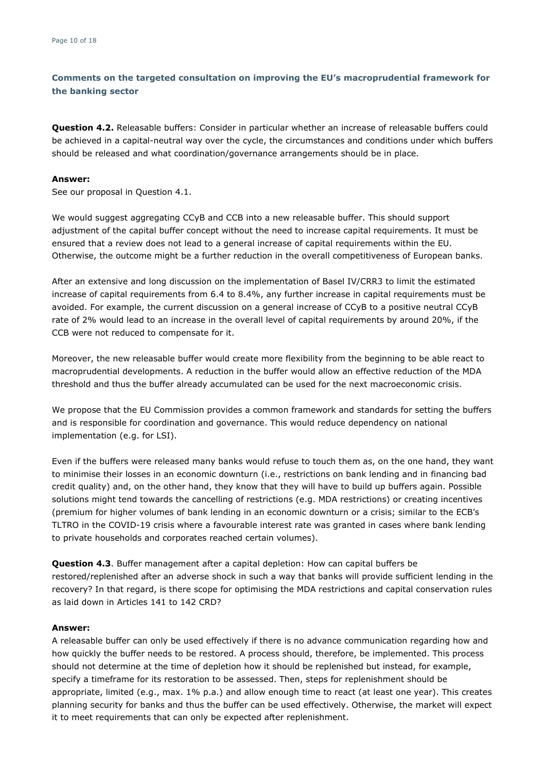## Comments on the targeted consultation on improving the EU's macroprudential framework for the banking sector

**Question 4.2.** Releasable buffers: Consider in particular whether an increase of releasable buffers could be achieved in a capital-neutral way over the cycle, the circumstances and conditions under which buffers should be released and what coordination/governance arrangements should be in place.

**Answer:**
See our proposal in Question 4.1.

We would suggest aggregating CCyB and CCB into a new releasable buffer. This should support adjustment of the capital buffer concept without the need to increase capital requirements. It must be ensured that a review does not lead to a general increase of capital requirements within the EU. Otherwise, the outcome might be a further reduction in the overall competitiveness of European banks.

After an extensive and long discussion on the implementation of Basel IV/CRR3 to limit the estimated increase of capital requirements from 6.4 to 8.4%, any further increase in capital requirements must be avoided. For example, the current discussion on a general increase of CCyB to a positive neutral CCyB rate of 2% would lead to an increase in the overall level of capital requirements by around 20%, if the CCB were not reduced to compensate for it.

Moreover, the new releasable buffer would create more flexibility from the beginning to be able react to macroprudential developments. A reduction in the buffer would allow an effective reduction of the MDA threshold and thus the buffer already accumulated can be used for the next macroeconomic crisis.

We propose that the EU Commission provides a common framework and standards for setting the buffers and is responsible for coordination and governance. This would reduce dependency on national implementation (e.g. for LSI).

Even if the buffers were released many banks would refuse to touch them as, on the one hand, they want to minimise their losses in an economic downturn (i.e., restrictions on bank lending and in financing bad credit quality) and, on the other hand, they know that they will have to build up buffers again. Possible solutions might tend towards the cancelling of restrictions (e.g. MDA restrictions) or creating incentives (premium for higher volumes of bank lending in an economic downturn or a crisis; similar to the ECB's TLTRO in the COVID-19 crisis where a favourable interest rate was granted in cases where bank lending to private households and corporates reached certain volumes).

**Question 4.3**. Buffer management after a capital depletion: How can capital buffers be restored/replenished after an adverse shock in such a way that banks will provide sufficient lending in the recovery? In that regard, is there scope for optimising the MDA restrictions and capital conservation rules as laid down in Articles 141 to 142 CRD?

**Answer:**
A releasable buffer can only be used effectively if there is no advance communication regarding how and how quickly the buffer needs to be restored. A process should, therefore, be implemented. This process should not determine at the time of depletion how it should be replenished but instead, for example, specify a timeframe for its restoration to be assessed. Then, steps for replenishment should be appropriate, limited (e.g., max. 1% p.a.) and allow enough time to react (at least one year). This creates planning security for banks and thus the buffer can be used effectively. Otherwise, the market will expect it to meet requirements that can only be expected after replenishment.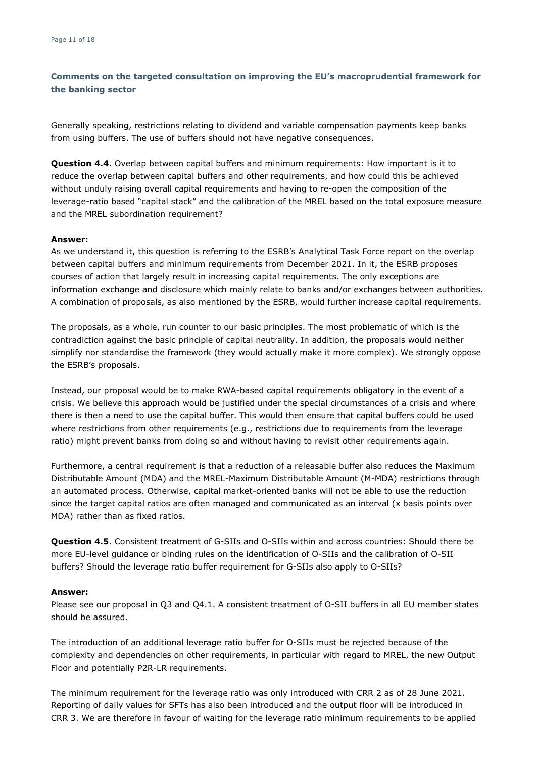## Comments on the targeted consultation on improving the EU's macroprudential framework for the banking sector

Generally speaking, restrictions relating to dividend and variable compensation payments keep banks from using buffers. The use of buffers should not have negative consequences.

**Question 4.4.** Overlap between capital buffers and minimum requirements: How important is it to reduce the overlap between capital buffers and other requirements, and how could this be achieved without unduly raising overall capital requirements and having to re-open the composition of the leverage-ratio based "capital stack" and the calibration of the MREL based on the total exposure measure and the MREL subordination requirement?

**Answer:**
As we understand it, this question is referring to the ESRB's Analytical Task Force report on the overlap between capital buffers and minimum requirements from December 2021. In it, the ESRB proposes courses of action that largely result in increasing capital requirements. The only exceptions are information exchange and disclosure which mainly relate to banks and/or exchanges between authorities. A combination of proposals, as also mentioned by the ESRB, would further increase capital requirements.

The proposals, as a whole, run counter to our basic principles. The most problematic of which is the contradiction against the basic principle of capital neutrality. In addition, the proposals would neither simplify nor standardise the framework (they would actually make it more complex). We strongly oppose the ESRB's proposals.

Instead, our proposal would be to make RWA-based capital requirements obligatory in the event of a crisis. We believe this approach would be justified under the special circumstances of a crisis and where there is then a need to use the capital buffer. This would then ensure that capital buffers could be used where restrictions from other requirements (e.g., restrictions due to requirements from the leverage ratio) might prevent banks from doing so and without having to revisit other requirements again.

Furthermore, a central requirement is that a reduction of a releasable buffer also reduces the Maximum Distributable Amount (MDA) and the MREL-Maximum Distributable Amount (M-MDA) restrictions through an automated process. Otherwise, capital market-oriented banks will not be able to use the reduction since the target capital ratios are often managed and communicated as an interval (x basis points over MDA) rather than as fixed ratios.

**Question 4.5**. Consistent treatment of G-SIIs and O-SIIs within and across countries: Should there be more EU-level guidance or binding rules on the identification of O-SIIs and the calibration of O-SII buffers? Should the leverage ratio buffer requirement for G-SIIs also apply to O-SIIs?

**Answer:**
Please see our proposal in Q3 and Q4.1. A consistent treatment of O-SII buffers in all EU member states should be assured.

The introduction of an additional leverage ratio buffer for O-SIIs must be rejected because of the complexity and dependencies on other requirements, in particular with regard to MREL, the new Output Floor and potentially P2R-LR requirements.

The minimum requirement for the leverage ratio was only introduced with CRR 2 as of 28 June 2021. Reporting of daily values for SFTs has also been introduced and the output floor will be introduced in CRR 3. We are therefore in favour of waiting for the leverage ratio minimum requirements to be applied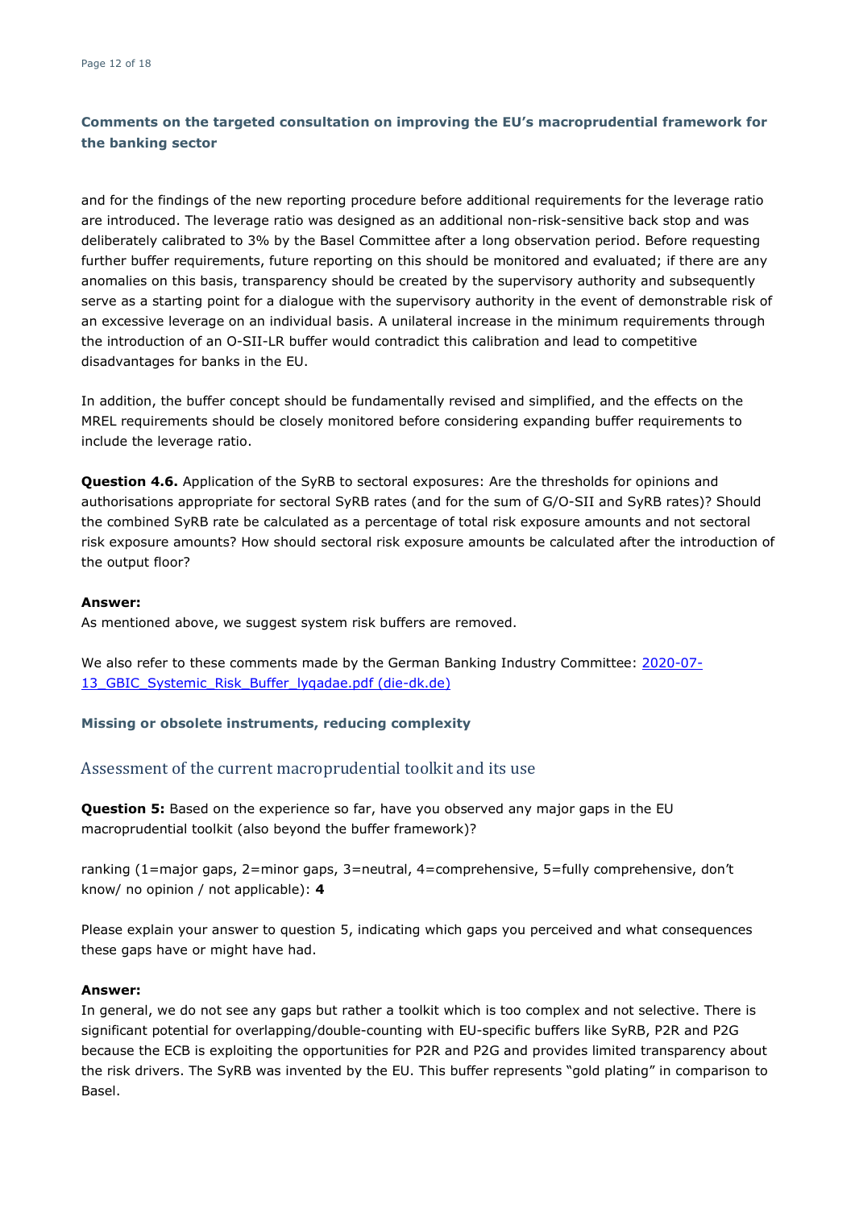**Comments on the targeted consultation on improving the EU's macroprudential framework for the banking sector**

and for the findings of the new reporting procedure before additional requirements for the leverage ratio are introduced. The leverage ratio was designed as an additional non-risk-sensitive back stop and was deliberately calibrated to 3% by the Basel Committee after a long observation period. Before requesting further buffer requirements, future reporting on this should be monitored and evaluated; if there are any anomalies on this basis, transparency should be created by the supervisory authority and subsequently serve as a starting point for a dialogue with the supervisory authority in the event of demonstrable risk of an excessive leverage on an individual basis. A unilateral increase in the minimum requirements through the introduction of an O-SII-LR buffer would contradict this calibration and lead to competitive disadvantages for banks in the EU.

In addition, the buffer concept should be fundamentally revised and simplified, and the effects on the MREL requirements should be closely monitored before considering expanding buffer requirements to include the leverage ratio.

**Question 4.6.** Application of the SyRB to sectoral exposures: Are the thresholds for opinions and authorisations appropriate for sectoral SyRB rates (and for the sum of G/O-SII and SyRB rates)? Should the combined SyRB rate be calculated as a percentage of total risk exposure amounts and not sectoral risk exposure amounts? How should sectoral risk exposure amounts be calculated after the introduction of the output floor?

**Answer:**
As mentioned above, we suggest system risk buffers are removed.

We also refer to these comments made by the German Banking Industry Committee: [2020-07-13_GBIC_Systemic_Risk_Buffer_lyqadae.pdf (die-dk.de)](2020-07-13_GBIC_Systemic_Risk_Buffer_lyqadae.pdf)

**Missing or obsolete instruments, reducing complexity**

## Assessment of the current macroprudential toolkit and its use

**Question 5:** Based on the experience so far, have you observed any major gaps in the EU macroprudential toolkit (also beyond the buffer framework)?

ranking (1=major gaps, 2=minor gaps, 3=neutral, 4=comprehensive, 5=fully comprehensive, don't know/ no opinion / not applicable): **4**

Please explain your answer to question 5, indicating which gaps you perceived and what consequences these gaps have or might have had.

**Answer:**
In general, we do not see any gaps but rather a toolkit which is too complex and not selective. There is significant potential for overlapping/double-counting with EU-specific buffers like SyRB, P2R and P2G because the ECB is exploiting the opportunities for P2R and P2G and provides limited transparency about the risk drivers. The SyRB was invented by the EU. This buffer represents "gold plating" in comparison to Basel.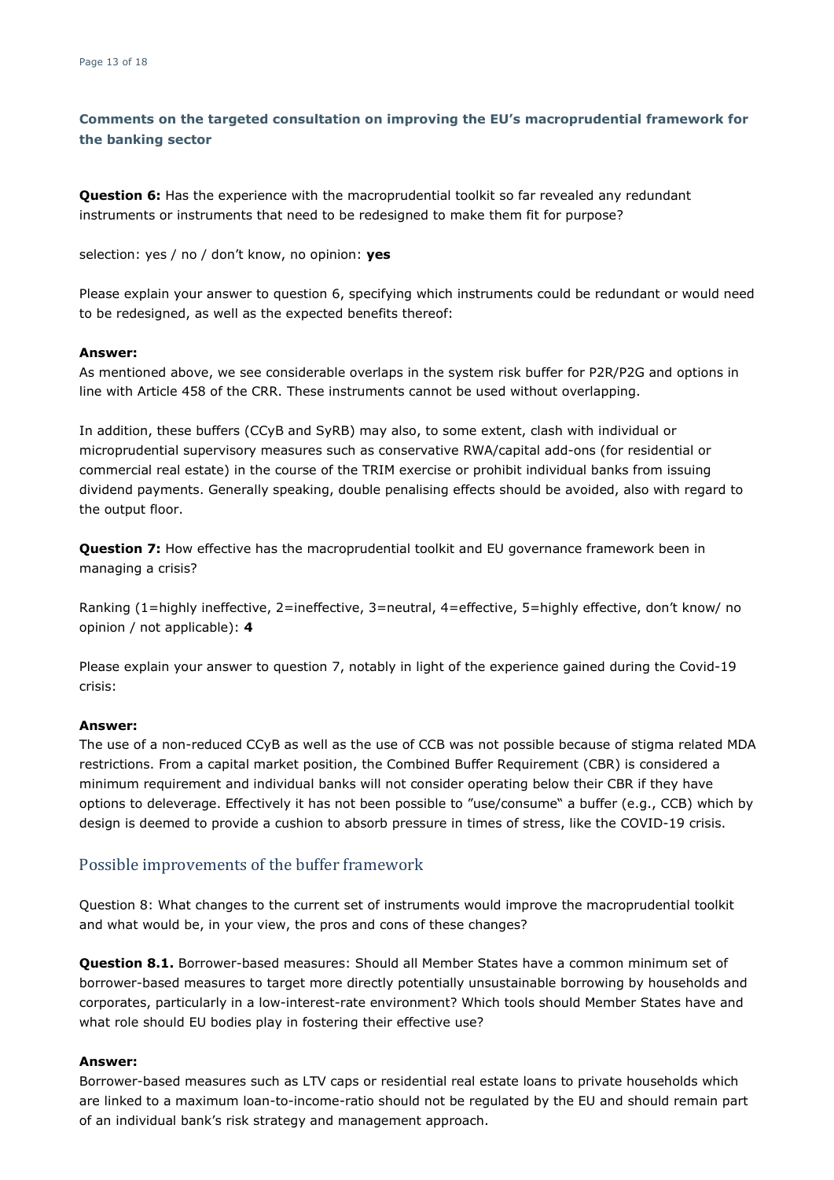**Comments on the targeted consultation on improving the EU's macroprudential framework for the banking sector**

**Question 6:** Has the experience with the macroprudential toolkit so far revealed any redundant instruments or instruments that need to be redesigned to make them fit for purpose?

selection: yes / no / don't know, no opinion: **yes**

Please explain your answer to question 6, specifying which instruments could be redundant or would need to be redesigned, as well as the expected benefits thereof:

**Answer:**
As mentioned above, we see considerable overlaps in the system risk buffer for P2R/P2G and options in line with Article 458 of the CRR. These instruments cannot be used without overlapping.

In addition, these buffers (CCyB and SyRB) may also, to some extent, clash with individual or microprudential supervisory measures such as conservative RWA/capital add-ons (for residential or commercial real estate) in the course of the TRIM exercise or prohibit individual banks from issuing dividend payments. Generally speaking, double penalising effects should be avoided, also with regard to the output floor.

**Question 7:** How effective has the macroprudential toolkit and EU governance framework been in managing a crisis?

Ranking (1=highly ineffective, 2=ineffective, 3=neutral, 4=effective, 5=highly effective, don't know/ no opinion / not applicable): **4**

Please explain your answer to question 7, notably in light of the experience gained during the Covid-19 crisis:

**Answer:**
The use of a non-reduced CCyB as well as the use of CCB was not possible because of stigma related MDA restrictions. From a capital market position, the Combined Buffer Requirement (CBR) is considered a minimum requirement and individual banks will not consider operating below their CBR if they have options to deleverage. Effectively it has not been possible to "use/consume" a buffer (e.g., CCB) which by design is deemed to provide a cushion to absorb pressure in times of stress, like the COVID-19 crisis.

## Possible improvements of the buffer framework

Question 8: What changes to the current set of instruments would improve the macroprudential toolkit and what would be, in your view, the pros and cons of these changes?

**Question 8.1.** Borrower-based measures: Should all Member States have a common minimum set of borrower-based measures to target more directly potentially unsustainable borrowing by households and corporates, particularly in a low-interest-rate environment? Which tools should Member States have and what role should EU bodies play in fostering their effective use?

**Answer:**
Borrower-based measures such as LTV caps or residential real estate loans to private households which are linked to a maximum loan-to-income-ratio should not be regulated by the EU and should remain part of an individual bank's risk strategy and management approach.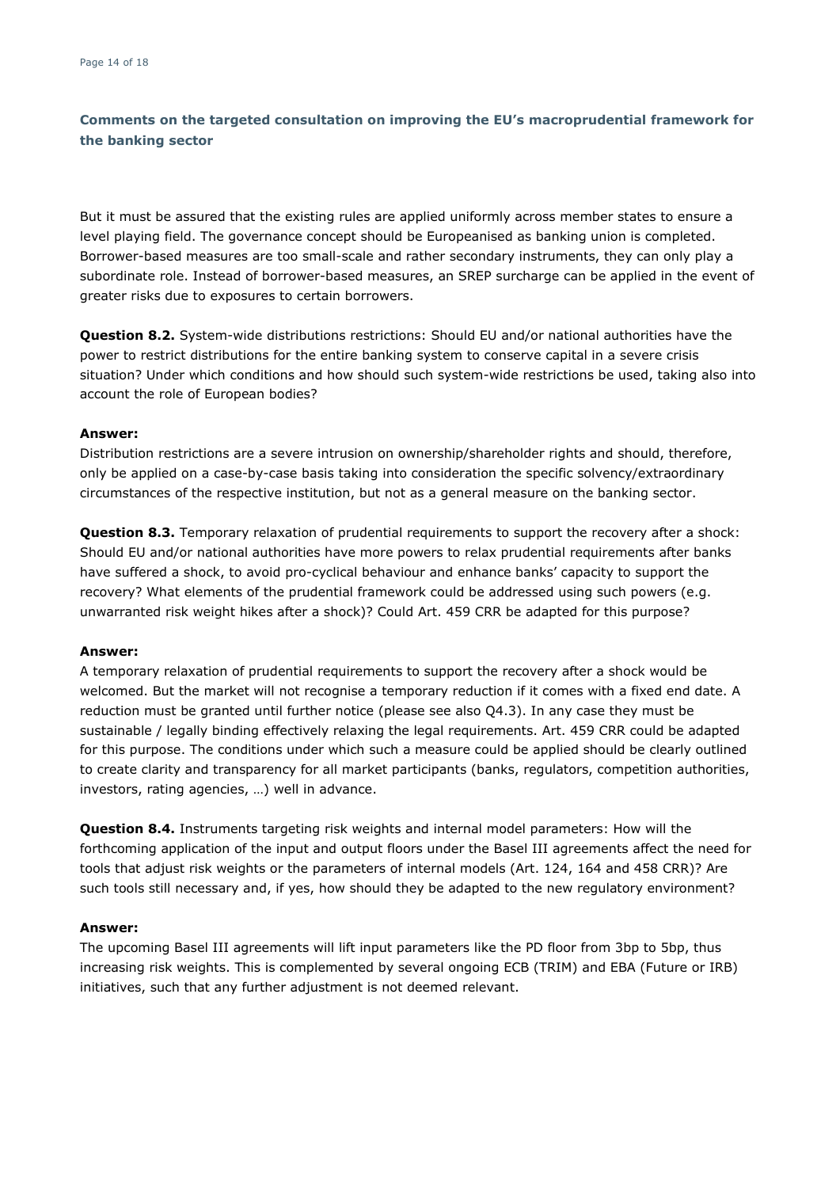**Comments on the targeted consultation on improving the EU's macroprudential framework for the banking sector**

But it must be assured that the existing rules are applied uniformly across member states to ensure a level playing field. The governance concept should be Europeanised as banking union is completed. Borrower-based measures are too small-scale and rather secondary instruments, they can only play a subordinate role. Instead of borrower-based measures, an SREP surcharge can be applied in the event of greater risks due to exposures to certain borrowers.

**Question 8.2.** System-wide distributions restrictions: Should EU and/or national authorities have the power to restrict distributions for the entire banking system to conserve capital in a severe crisis situation? Under which conditions and how should such system-wide restrictions be used, taking also into account the role of European bodies?

**Answer:**

Distribution restrictions are a severe intrusion on ownership/shareholder rights and should, therefore, only be applied on a case-by-case basis taking into consideration the specific solvency/extraordinary circumstances of the respective institution, but not as a general measure on the banking sector.

**Question 8.3.** Temporary relaxation of prudential requirements to support the recovery after a shock: Should EU and/or national authorities have more powers to relax prudential requirements after banks have suffered a shock, to avoid pro-cyclical behaviour and enhance banks' capacity to support the recovery? What elements of the prudential framework could be addressed using such powers (e.g. unwarranted risk weight hikes after a shock)? Could Art. 459 CRR be adapted for this purpose?

**Answer:**

A temporary relaxation of prudential requirements to support the recovery after a shock would be welcomed. But the market will not recognise a temporary reduction if it comes with a fixed end date. A reduction must be granted until further notice (please see also Q4.3). In any case they must be sustainable / legally binding effectively relaxing the legal requirements. Art. 459 CRR could be adapted for this purpose. The conditions under which such a measure could be applied should be clearly outlined to create clarity and transparency for all market participants (banks, regulators, competition authorities, investors, rating agencies, …) well in advance.

**Question 8.4.** Instruments targeting risk weights and internal model parameters: How will the forthcoming application of the input and output floors under the Basel III agreements affect the need for tools that adjust risk weights or the parameters of internal models (Art. 124, 164 and 458 CRR)? Are such tools still necessary and, if yes, how should they be adapted to the new regulatory environment?

**Answer:**

The upcoming Basel III agreements will lift input parameters like the PD floor from 3bp to 5bp, thus increasing risk weights. This is complemented by several ongoing ECB (TRIM) and EBA (Future or IRB) initiatives, such that any further adjustment is not deemed relevant.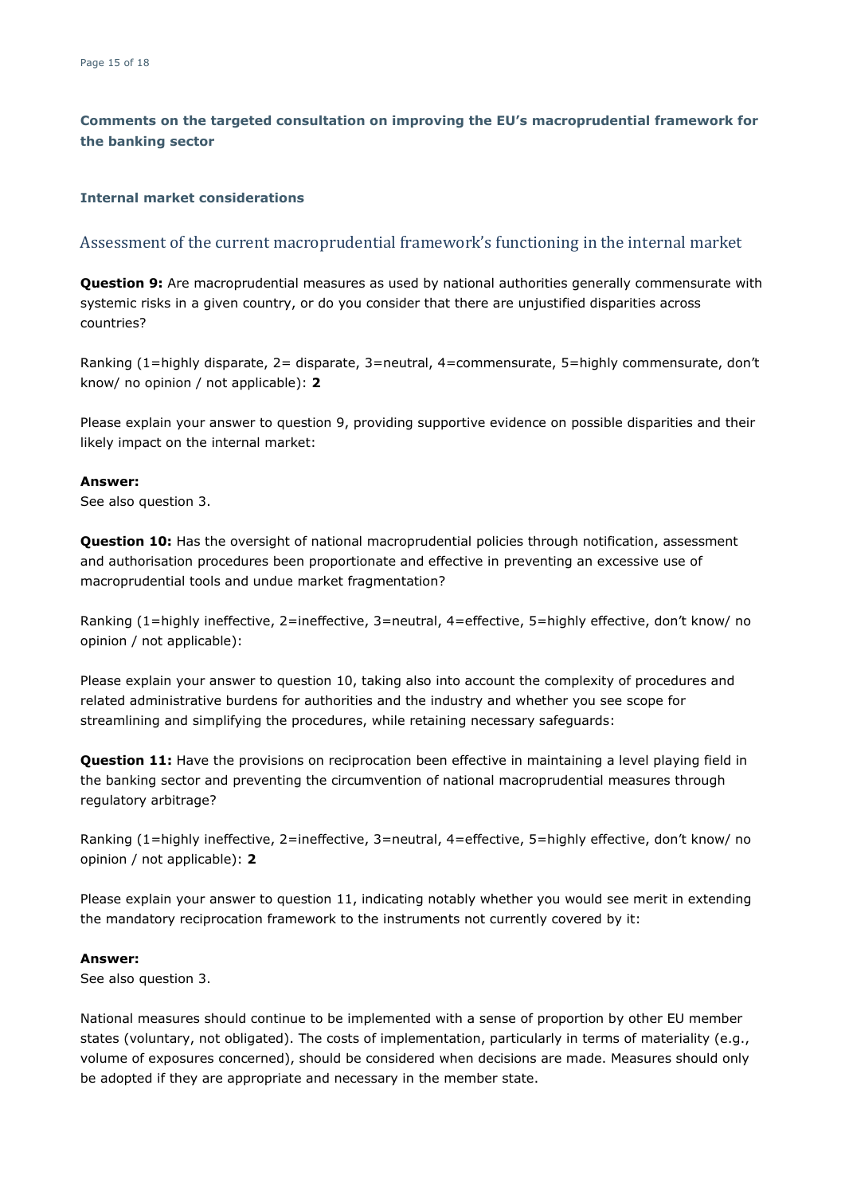## Comments on the targeted consultation on improving the EU's macroprudential framework for the banking sector

### Internal market considerations

### Assessment of the current macroprudential framework's functioning in the internal market

**Question 9:** Are macroprudential measures as used by national authorities generally commensurate with systemic risks in a given country, or do you consider that there are unjustified disparities across countries?

Ranking (1=highly disparate, 2= disparate, 3=neutral, 4=commensurate, 5=highly commensurate, don't know/ no opinion / not applicable): **2**

Please explain your answer to question 9, providing supportive evidence on possible disparities and their likely impact on the internal market:

**Answer:**
See also question 3.

**Question 10:** Has the oversight of national macroprudential policies through notification, assessment and authorisation procedures been proportionate and effective in preventing an excessive use of macroprudential tools and undue market fragmentation?

Ranking (1=highly ineffective, 2=ineffective, 3=neutral, 4=effective, 5=highly effective, don't know/ no opinion / not applicable):

Please explain your answer to question 10, taking also into account the complexity of procedures and related administrative burdens for authorities and the industry and whether you see scope for streamlining and simplifying the procedures, while retaining necessary safeguards:

**Question 11:** Have the provisions on reciprocation been effective in maintaining a level playing field in the banking sector and preventing the circumvention of national macroprudential measures through regulatory arbitrage?

Ranking (1=highly ineffective, 2=ineffective, 3=neutral, 4=effective, 5=highly effective, don't know/ no opinion / not applicable): **2**

Please explain your answer to question 11, indicating notably whether you would see merit in extending the mandatory reciprocation framework to the instruments not currently covered by it:

**Answer:**
See also question 3.

National measures should continue to be implemented with a sense of proportion by other EU member states (voluntary, not obligated). The costs of implementation, particularly in terms of materiality (e.g., volume of exposures concerned), should be considered when decisions are made. Measures should only be adopted if they are appropriate and necessary in the member state.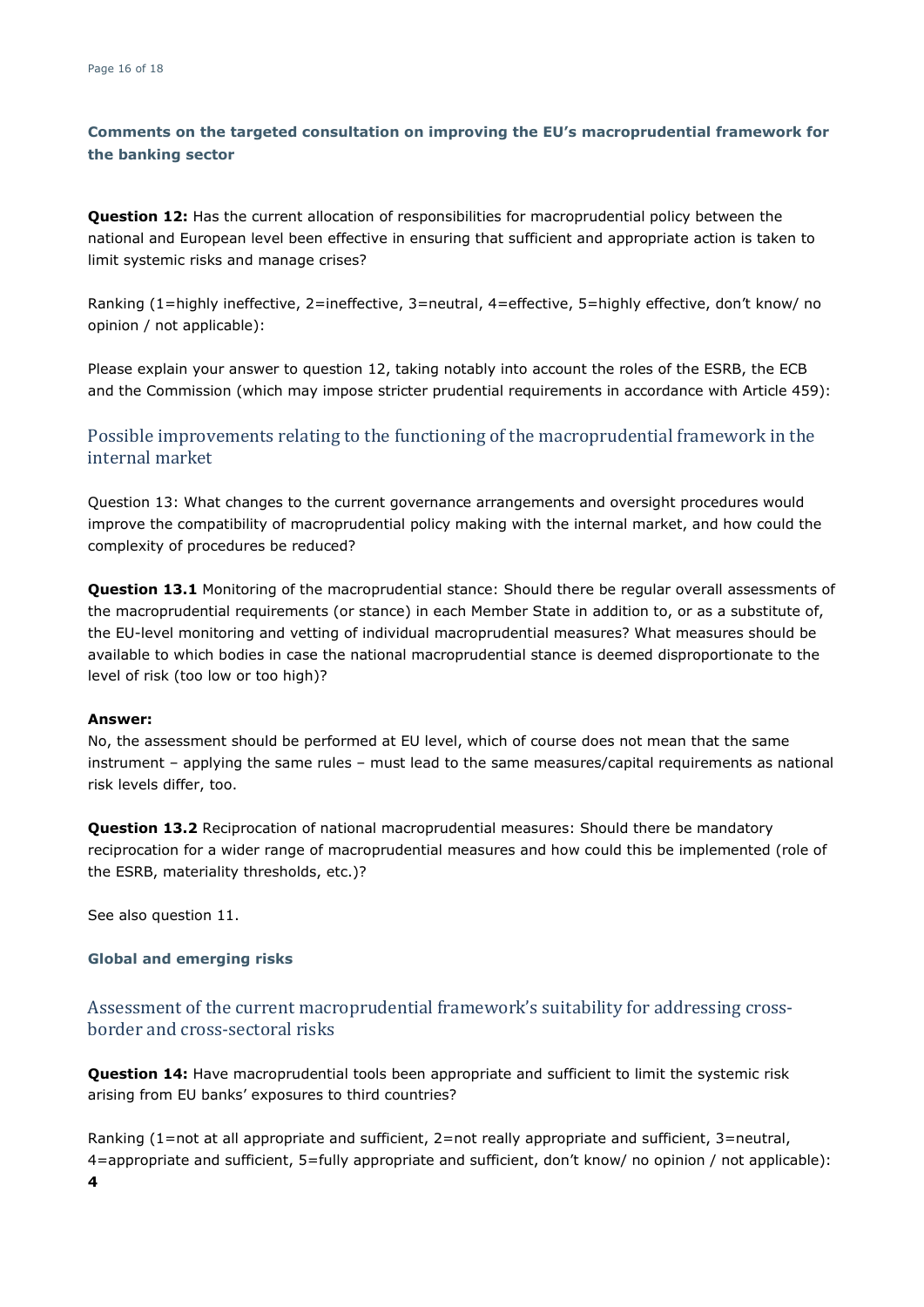**Comments on the targeted consultation on improving the EU's macroprudential framework for the banking sector**

**Question 12:** Has the current allocation of responsibilities for macroprudential policy between the national and European level been effective in ensuring that sufficient and appropriate action is taken to limit systemic risks and manage crises?

Ranking (1=highly ineffective, 2=ineffective, 3=neutral, 4=effective, 5=highly effective, don't know/ no opinion / not applicable):

Please explain your answer to question 12, taking notably into account the roles of the ESRB, the ECB and the Commission (which may impose stricter prudential requirements in accordance with Article 459):

## Possible improvements relating to the functioning of the macroprudential framework in the internal market

Question 13: What changes to the current governance arrangements and oversight procedures would improve the compatibility of macroprudential policy making with the internal market, and how could the complexity of procedures be reduced?

**Question 13.1** Monitoring of the macroprudential stance: Should there be regular overall assessments of the macroprudential requirements (or stance) in each Member State in addition to, or as a substitute of, the EU-level monitoring and vetting of individual macroprudential measures? What measures should be available to which bodies in case the national macroprudential stance is deemed disproportionate to the level of risk (too low or too high)?

**Answer:**
No, the assessment should be performed at EU level, which of course does not mean that the same instrument – applying the same rules – must lead to the same measures/capital requirements as national risk levels differ, too.

**Question 13.2** Reciprocation of national macroprudential measures: Should there be mandatory reciprocation for a wider range of macroprudential measures and how could this be implemented (role of the ESRB, materiality thresholds, etc.)?

See also question 11.

**Global and emerging risks**

## Assessment of the current macroprudential framework's suitability for addressing cross-border and cross-sectoral risks

**Question 14:** Have macroprudential tools been appropriate and sufficient to limit the systemic risk arising from EU banks' exposures to third countries?

Ranking (1=not at all appropriate and sufficient, 2=not really appropriate and sufficient, 3=neutral, 4=appropriate and sufficient, 5=fully appropriate and sufficient, don't know/ no opinion / not applicable):
**4**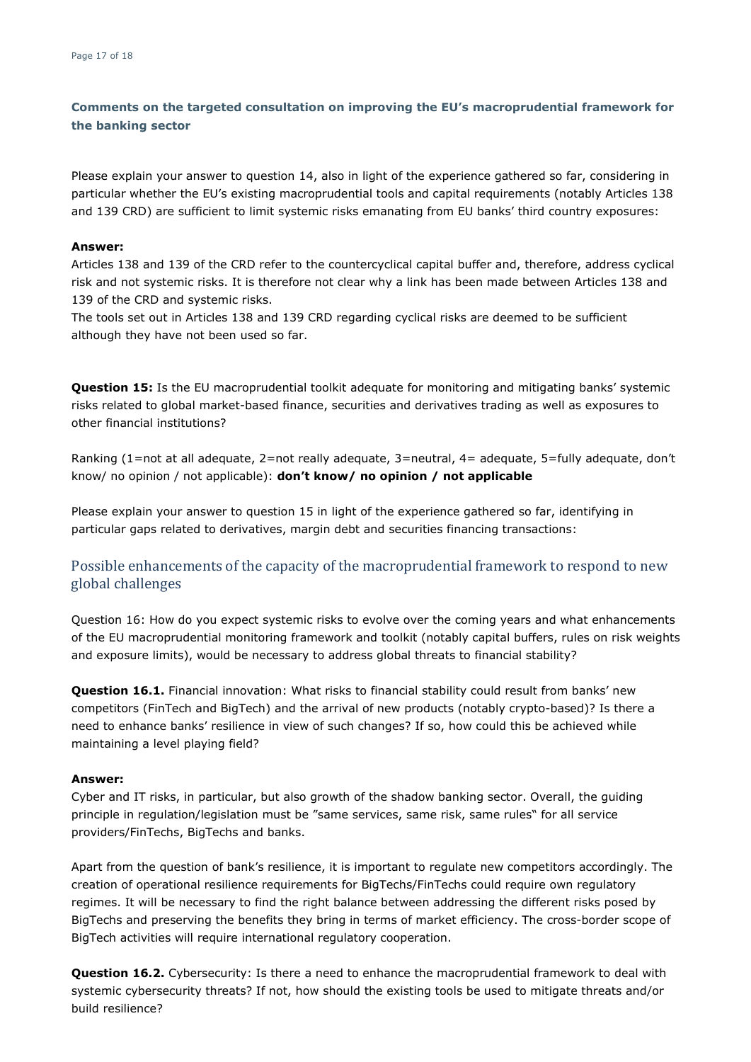## Comments on the targeted consultation on improving the EU's macroprudential framework for the banking sector

Please explain your answer to question 14, also in light of the experience gathered so far, considering in particular whether the EU's existing macroprudential tools and capital requirements (notably Articles 138 and 139 CRD) are sufficient to limit systemic risks emanating from EU banks' third country exposures:

**Answer:**
Articles 138 and 139 of the CRD refer to the countercyclical capital buffer and, therefore, address cyclical risk and not systemic risks. It is therefore not clear why a link has been made between Articles 138 and 139 of the CRD and systemic risks.
The tools set out in Articles 138 and 139 CRD regarding cyclical risks are deemed to be sufficient although they have not been used so far.

**Question 15:** Is the EU macroprudential toolkit adequate for monitoring and mitigating banks' systemic risks related to global market-based finance, securities and derivatives trading as well as exposures to other financial institutions?

Ranking (1=not at all adequate, 2=not really adequate, 3=neutral, 4= adequate, 5=fully adequate, don't know/ no opinion / not applicable): **don't know/ no opinion / not applicable**

Please explain your answer to question 15 in light of the experience gathered so far, identifying in particular gaps related to derivatives, margin debt and securities financing transactions:

### Possible enhancements of the capacity of the macroprudential framework to respond to new global challenges

Question 16: How do you expect systemic risks to evolve over the coming years and what enhancements of the EU macroprudential monitoring framework and toolkit (notably capital buffers, rules on risk weights and exposure limits), would be necessary to address global threats to financial stability?

**Question 16.1.** Financial innovation: What risks to financial stability could result from banks' new competitors (FinTech and BigTech) and the arrival of new products (notably crypto-based)? Is there a need to enhance banks' resilience in view of such changes? If so, how could this be achieved while maintaining a level playing field?

**Answer:**
Cyber and IT risks, in particular, but also growth of the shadow banking sector. Overall, the guiding principle in regulation/legislation must be "same services, same risk, same rules" for all service providers/FinTechs, BigTechs and banks.

Apart from the question of bank's resilience, it is important to regulate new competitors accordingly. The creation of operational resilience requirements for BigTechs/FinTechs could require own regulatory regimes. It will be necessary to find the right balance between addressing the different risks posed by BigTechs and preserving the benefits they bring in terms of market efficiency. The cross-border scope of BigTech activities will require international regulatory cooperation.

**Question 16.2.** Cybersecurity: Is there a need to enhance the macroprudential framework to deal with systemic cybersecurity threats? If not, how should the existing tools be used to mitigate threats and/or build resilience?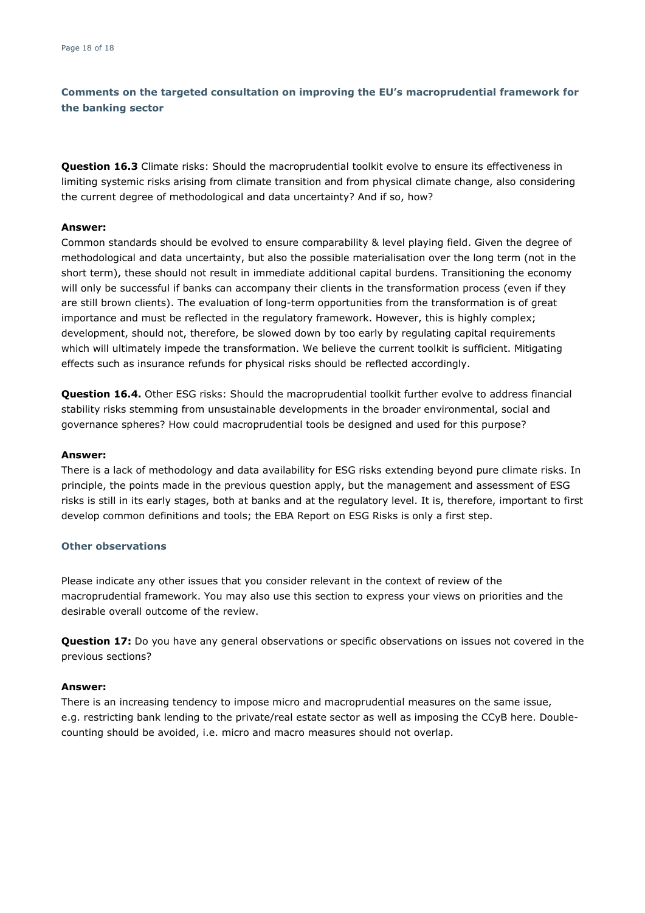## Comments on the targeted consultation on improving the EU's macroprudential framework for the banking sector

**Question 16.3** Climate risks: Should the macroprudential toolkit evolve to ensure its effectiveness in limiting systemic risks arising from climate transition and from physical climate change, also considering the current degree of methodological and data uncertainty? And if so, how?

**Answer:**

Common standards should be evolved to ensure comparability & level playing field. Given the degree of methodological and data uncertainty, but also the possible materialisation over the long term (not in the short term), these should not result in immediate additional capital burdens. Transitioning the economy will only be successful if banks can accompany their clients in the transformation process (even if they are still brown clients). The evaluation of long-term opportunities from the transformation is of great importance and must be reflected in the regulatory framework. However, this is highly complex; development, should not, therefore, be slowed down by too early by regulating capital requirements which will ultimately impede the transformation. We believe the current toolkit is sufficient. Mitigating effects such as insurance refunds for physical risks should be reflected accordingly.

**Question 16.4.** Other ESG risks: Should the macroprudential toolkit further evolve to address financial stability risks stemming from unsustainable developments in the broader environmental, social and governance spheres? How could macroprudential tools be designed and used for this purpose?

**Answer:**

There is a lack of methodology and data availability for ESG risks extending beyond pure climate risks. In principle, the points made in the previous question apply, but the management and assessment of ESG risks is still in its early stages, both at banks and at the regulatory level. It is, therefore, important to first develop common definitions and tools; the EBA Report on ESG Risks is only a first step.

### Other observations

Please indicate any other issues that you consider relevant in the context of review of the macroprudential framework. You may also use this section to express your views on priorities and the desirable overall outcome of the review.

**Question 17:** Do you have any general observations or specific observations on issues not covered in the previous sections?

**Answer:**

There is an increasing tendency to impose micro and macroprudential measures on the same issue, e.g. restricting bank lending to the private/real estate sector as well as imposing the CCyB here. Double-counting should be avoided, i.e. micro and macro measures should not overlap.